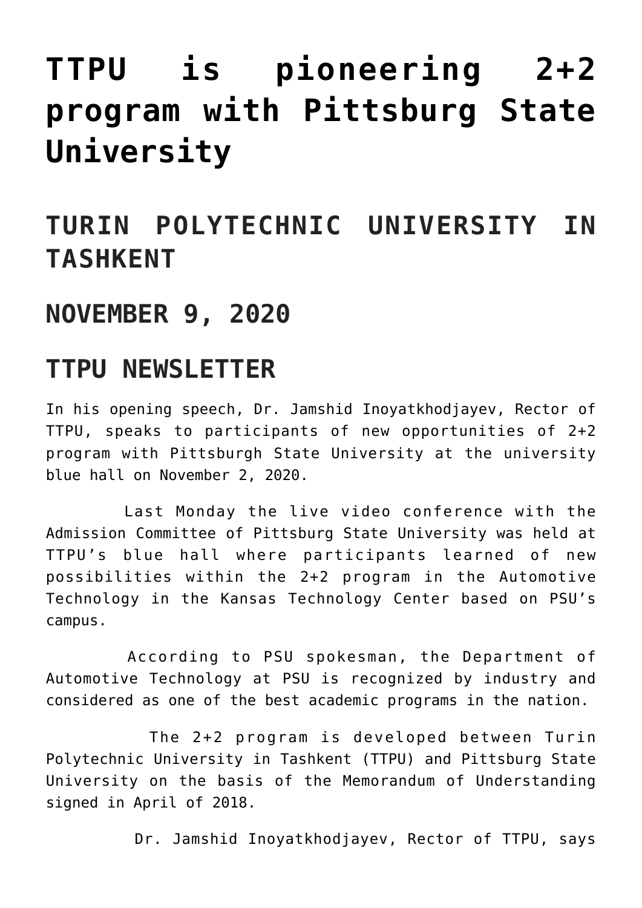# TTPU is pioneering 2+2 program with Pittsburg State University

## TURIN POLYTECHNIC UNIVERSITY IN TASHKENT

## NOVEMBER 9, 2020

## TTPU NEWSLETTER

In his opening speech, Dr. Jamshid Inoyatkhodjayev, Rector of TTPU, speaks to participants of new opportunities of 2+2 program with Pittsburgh State University at the university blue hall on November 2, 2020.

Last Monday the live video conference with the Admission Committee of Pittsburg State University was held at TTPU's blue hall where participants learned of new possibilities within the 2+2 program in the Automotive Technology in the Kansas Technology Center based on PSU's campus.

According to PSU spokesman, the Department of Automotive Technology at PSU is recognized by industry and considered as one of the best academic programs in the nation.

The 2+2 program is developed between Turin Polytechnic University in Tashkent (TTPU) and Pittsburg State University on the basis of the Memorandum of Understanding signed in April of 2018.

Dr. Jamshid Inoyatkhodjayev, Rector of TTPU, says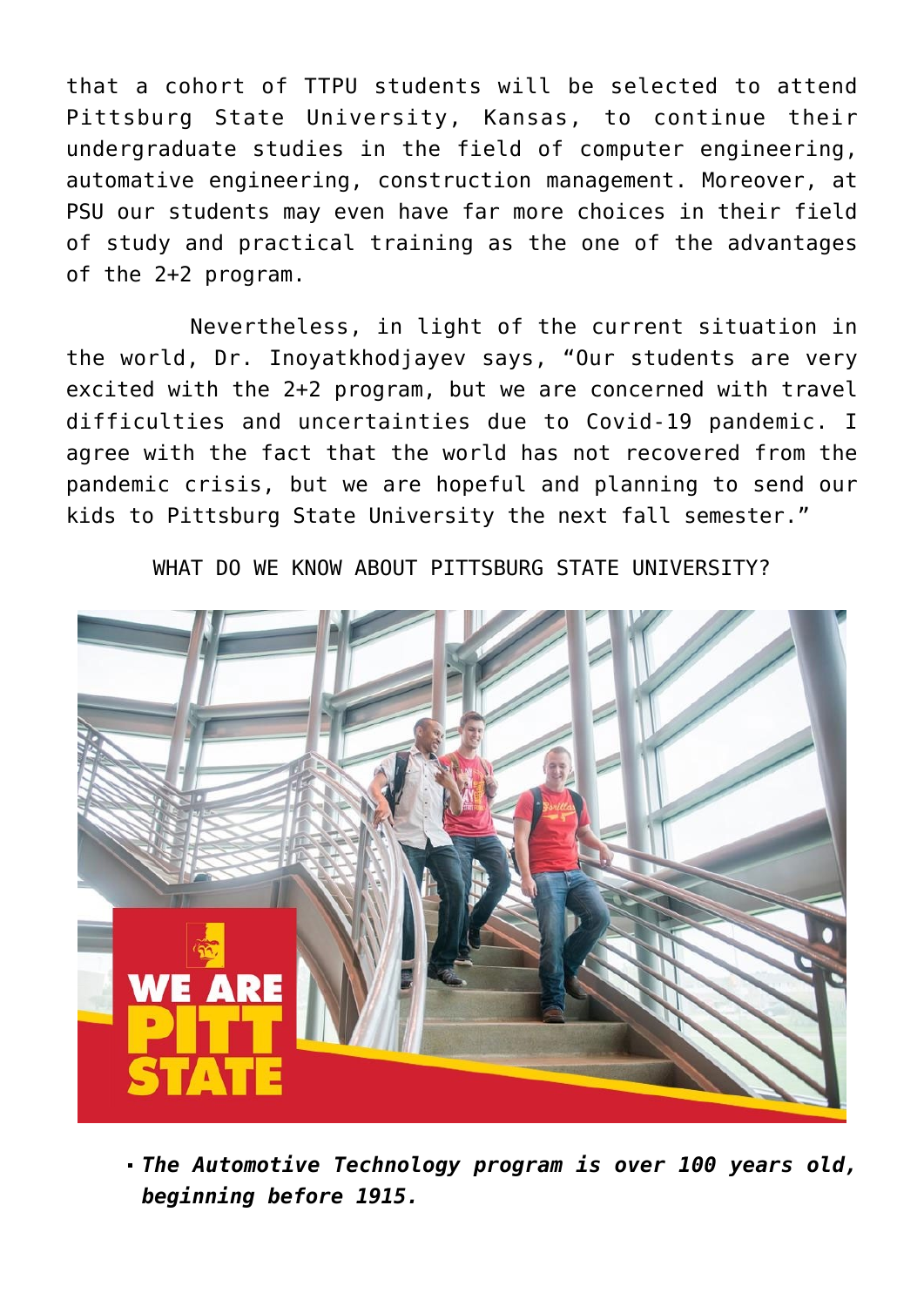that a cohort of TTPU students will be selected to attend Pittsburg State University, Kansas, to continue their undergraduate studies in the field of computer engineering, automative engineering, construction management. Moreover, at PSU our students may even have far more choices in their field of study and practical training as the one of the advantages of the 2+2 program.

Nevertheless, in light of the current situation in the world, Dr. Inoyatkhodjayev says, "Our students are very excited with the 2+2 program, but we are concerned with travel difficulties and uncertainties due to Covid-19 pandemic. I agree with the fact that the world has not recovered from the pandemic crisis, but we are hopeful and planning to send our kids to Pittsburg State University the next fall semester."

WHAT DO WE KNOW ABOUT PITTSBURG STATE UNIVERSITY?

- ***The Automotive Technology program is over 100 years old, beginning before 1915.***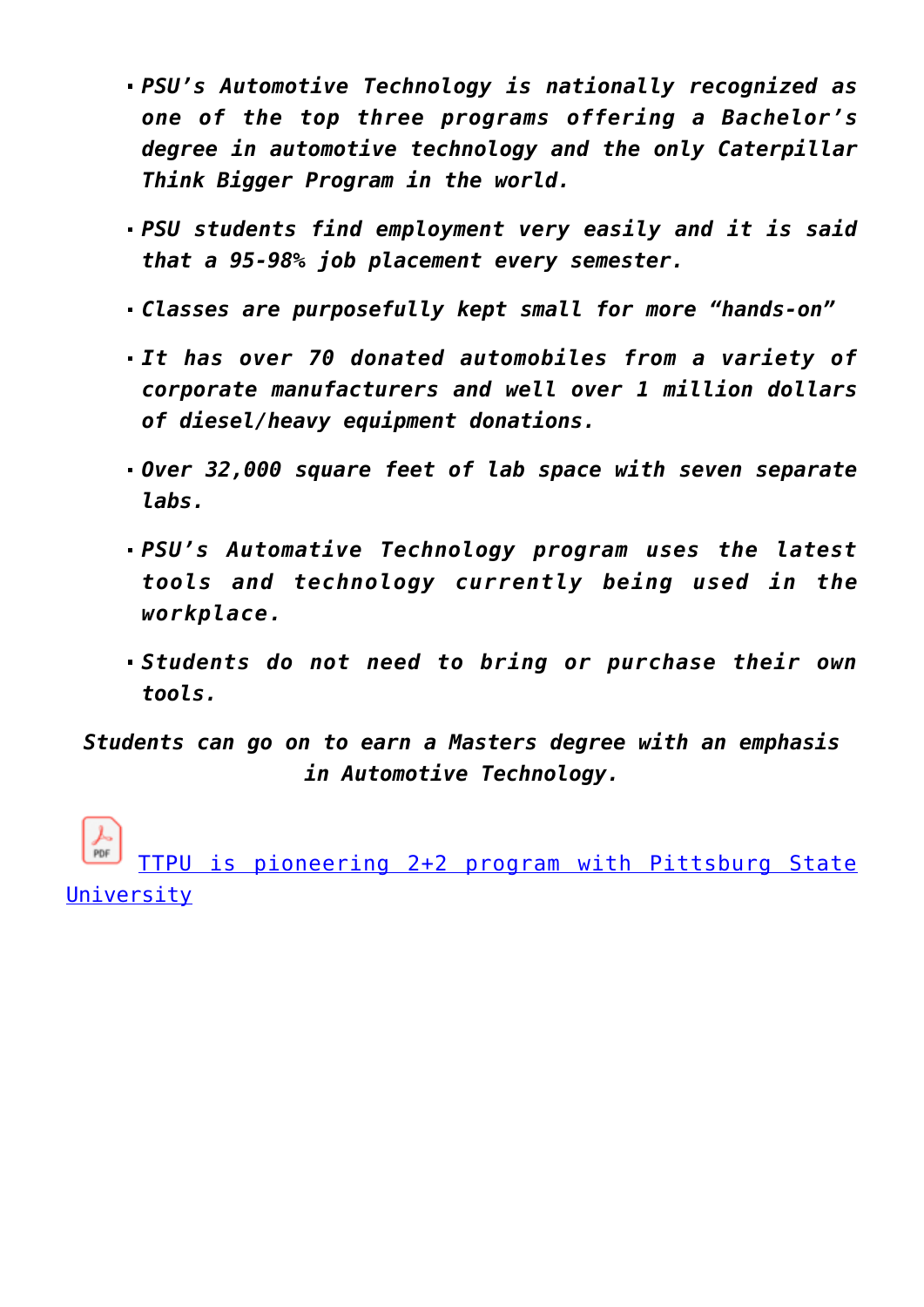- ***PSU's Automotive Technology is nationally recognized as one of the top three programs offering a Bachelor's degree in automotive technology and the only Caterpillar Think Bigger Program in the world.***
- ***PSU students find employment very easily and it is said that a 95-98% job placement every semester.***
- ***Classes are purposefully kept small for more "hands-on"***
- ***It has over 70 donated automobiles from a variety of corporate manufacturers and well over 1 million dollars of diesel/heavy equipment donations.***
- ***Over 32,000 square feet of lab space with seven separate labs.***
- ***PSU's Automotive Technology program uses the latest tools and technology currently being used in the workplace.***
- ***Students do not need to bring or purchase their own tools.***

***Students can go on to earn a Masters degree with an emphasis in Automotive Technology.***

TTPU is pioneering 2+2 program with Pittsburg State University